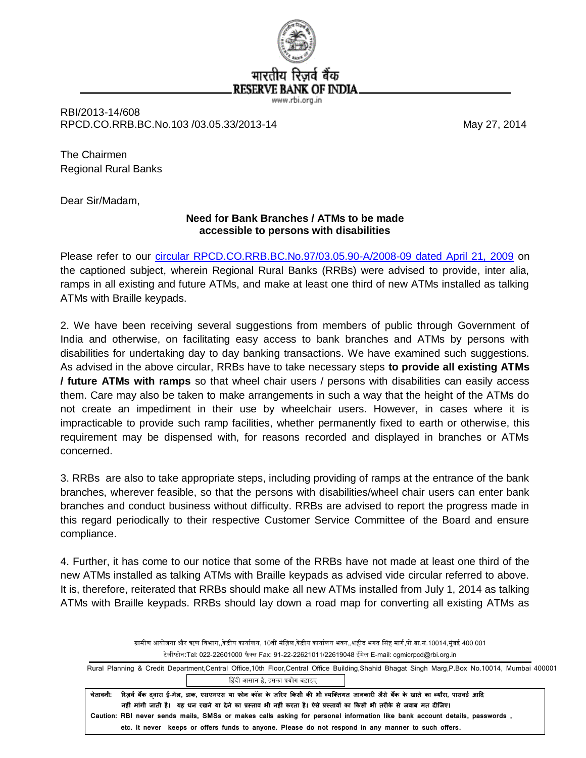भारतीय रिज़र्व बैंक
RESERVE BANK OF INDIA
www.rbi.org.in

RBI/2013-14/608
RPCD.CO.RRB.BC.No.103 /03.05.33/2013-14

May 27, 2014

The Chairmen
Regional Rural Banks

Dear Sir/Madam,

**Need for Bank Branches / ATMs to be made accessible to persons with disabilities**

Please refer to our circular RPCD.CO.RRB.BC.No.97/03.05.90-A/2008-09 dated April 21, 2009 on the captioned subject, wherein Regional Rural Banks (RRBs) were advised to provide, inter alia, ramps in all existing and future ATMs, and make at least one third of new ATMs installed as talking ATMs with Braille keypads.

2. We have been receiving several suggestions from members of public through Government of India and otherwise, on facilitating easy access to bank branches and ATMs by persons with disabilities for undertaking day to day banking transactions. We have examined such suggestions. As advised in the above circular, RRBs have to take necessary steps **to provide all existing ATMs / future ATMs with ramps** so that wheel chair users / persons with disabilities can easily access them. Care may also be taken to make arrangements in such a way that the height of the ATMs do not create an impediment in their use by wheelchair users. However, in cases where it is impracticable to provide such ramp facilities, whether permanently fixed to earth or otherwise, this requirement may be dispensed with, for reasons recorded and displayed in branches or ATMs concerned.

3. RRBs are also to take appropriate steps, including providing of ramps at the entrance of the bank branches, wherever feasible, so that the persons with disabilities/wheel chair users can enter bank branches and conduct business without difficulty. RRBs are advised to report the progress made in this regard periodically to their respective Customer Service Committee of the Board and ensure compliance.

4. Further, it has come to our notice that some of the RRBs have not made at least one third of the new ATMs installed as talking ATMs with Braille keypads as advised vide circular referred to above. It is, therefore, reiterated that RRBs should make all new ATMs installed from July 1, 2014 as talking ATMs with Braille keypads. RRBs should lay down a road map for converting all existing ATMs as

ग्रामीण आयोजना और ऋण विभाग,,केंद्रीय कार्यालय, 10वीं मंज़िल,केंद्रीय कार्यालय भवन,,शहीद भगत सिंह मार्ग,पो.बा.सं.10014,मुंबई 400 001
टेलीफोन:Tel: 022-22601000 फैक्स Fax: 91-22-22621011/22619048 ईमेल E-mail: cgmicrpcd@rbi.org.in

Rural Planning & Credit Department,Central Office,10th Floor,Central Office Building,Shahid Bhagat Singh Marg,P.Box No.10014, Mumbai 400001

हिंदी आसान है, इसका प्रयोग बढ़ाइए

**चेतावनी: रिज़र्व बैंक द्वारा ई-मेल, डाक, एसएमएस या फोन कॉल के जरिए किसी की भी व्यक्तिगत जानकारी जैसे बैंक के खाते का ब्यौरा, पासवर्ड आदि नहीं मांगी जाती है। यह धन रखने या देने का प्रस्ताव भी नहीं करता है। ऐसे प्रस्तावों का किसी भी तरीके से जवाब मत दीजिए।**

**Caution: RBI never sends mails, SMSs or makes calls asking for personal information like bank account details, passwords, etc. It never keeps or offers funds to anyone. Please do not respond in any manner to such offers.**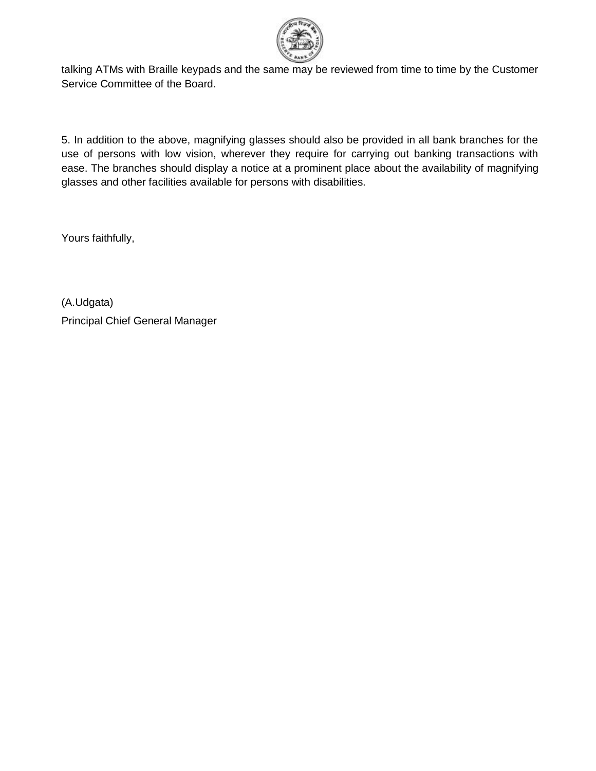talking ATMs with Braille keypads and the same may be reviewed from time to time by the Customer Service Committee of the Board.

5. In addition to the above, magnifying glasses should also be provided in all bank branches for the use of persons with low vision, wherever they require for carrying out banking transactions with ease. The branches should display a notice at a prominent place about the availability of magnifying glasses and other facilities available for persons with disabilities.

Yours faithfully,

(A.Udgata)
Principal Chief General Manager